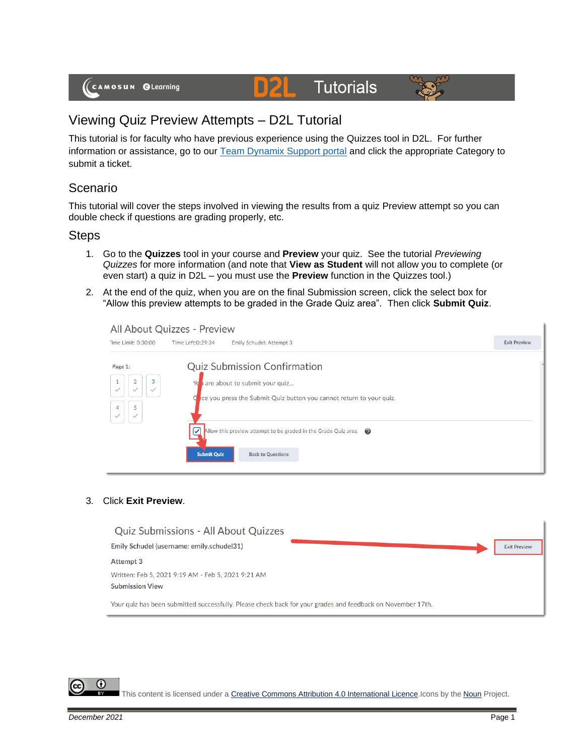# Viewing Quiz Preview Attempts – D2L Tutorial

This tutorial is for faculty who have previous experience using the Quizzes tool in D2L. For further information or assistance, go to our Team Dynamix Support portal and click the appropriate Category to submit a ticket.

## Scenario

This tutorial will cover the steps involved in viewing the results from a quiz Preview attempt so you can double check if questions are grading properly, etc.

## Steps

1. Go to the **Quizzes** tool in your course and **Preview** your quiz. See the tutorial *Previewing Quizzes* for more information (and note that **View as Student** will not allow you to complete (or even start) a quiz in D2L – you must use the **Preview** function in the Quizzes tool.)
2. At the end of the quiz, when you are on the final Submission screen, click the select box for "Allow this preview attempts to be graded in the Grade Quiz area". Then click **Submit Quiz**.
3. Click **Exit Preview**.

This content is licensed under a Creative Commons Attribution 4.0 International Licence. Icons by the Noun Project.

December 2021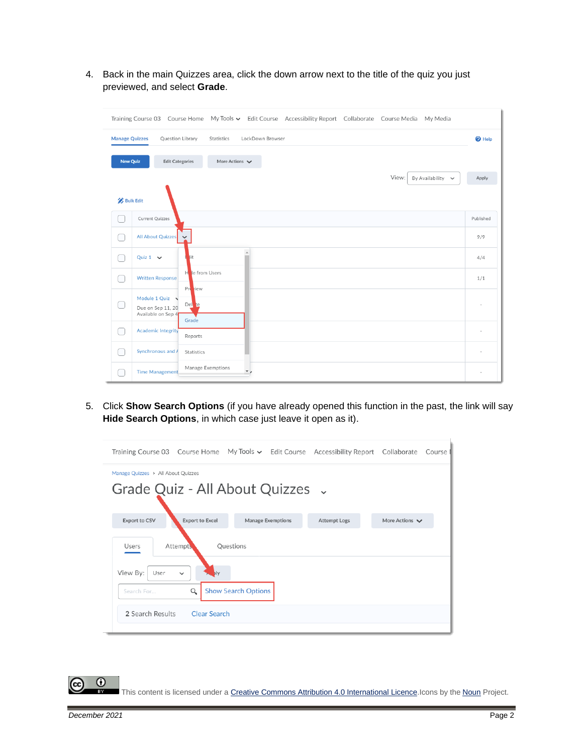4. Back in the main Quizzes area, click the down arrow next to the title of the quiz you just previewed, and select **Grade**.

5. Click **Show Search Options** (if you have already opened this function in the past, the link will say **Hide Search Options**, in which case just leave it open as it).

This content is licensed under a Creative Commons Attribution 4.0 International Licence. Icons by the Noun Project.

*December 2021*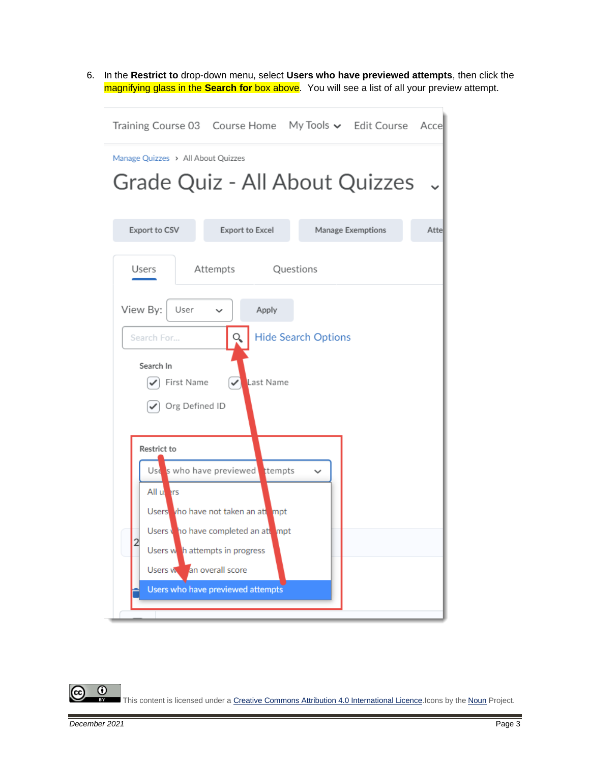6. In the **Restrict to** drop-down menu, select **Users who have previewed attempts**, then click the magnifying glass in the **Search for** box above. You will see a list of all your preview attempt.

This content is licensed under a Creative Commons Attribution 4.0 International Licence. Icons by the Noun Project.

December 2021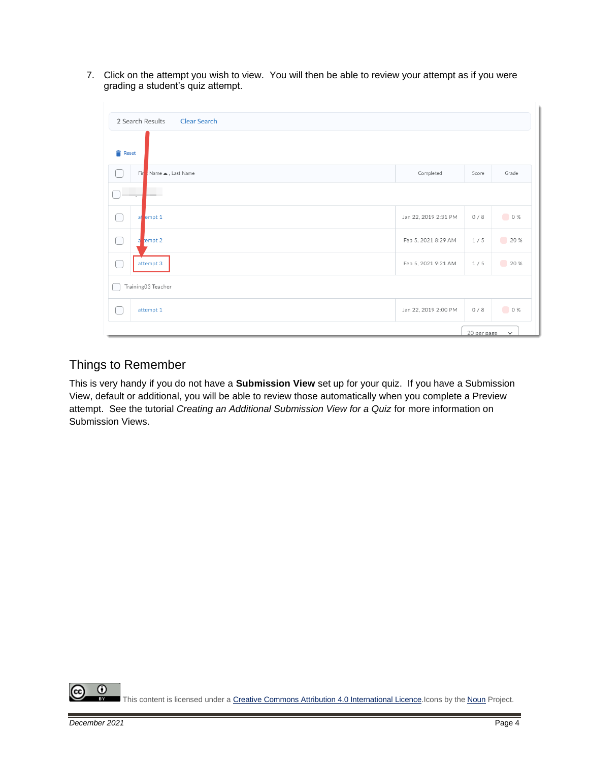7. Click on the attempt you wish to view. You will then be able to review your attempt as if you were grading a student's quiz attempt.

## Things to Remember

This is very handy if you do not have a **Submission View** set up for your quiz. If you have a Submission View, default or additional, you will be able to review those automatically when you complete a Preview attempt. See the tutorial *Creating an Additional Submission View for a Quiz* for more information on Submission Views.

This content is licensed under a Creative Commons Attribution 4.0 International Licence. Icons by the Noun Project.

December 2021